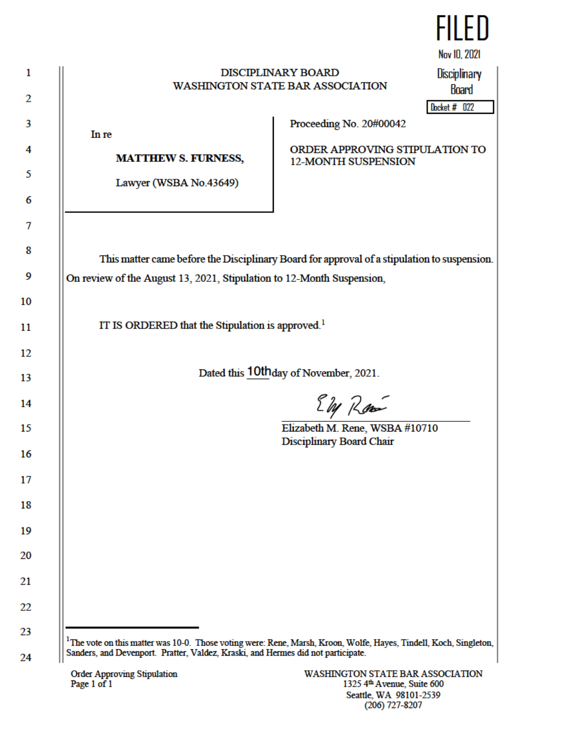FILED
Nov 10, 2021
Disciplinary Board
Docket # 022

DISCIPLINARY BOARD
WASHINGTON STATE BAR ASSOCIATION

In re

**MATTHEW S. FURNESS,**

Lawyer (WSBA No.43649)

Proceeding No. 20#00042

ORDER APPROVING STIPULATION TO 12-MONTH SUSPENSION

This matter came before the Disciplinary Board for approval of a stipulation to suspension. On review of the August 13, 2021, Stipulation to 12-Month Suspension,

IT IS ORDERED that the Stipulation is approved.[1]

Dated this 10th day of November, 2021.

Elizabeth M. Rene, WSBA #10710
Disciplinary Board Chair

---

[1] The vote on this matter was 10-0. Those voting were: Rene, Marsh, Kroon, Wolfe, Hayes, Tindell, Koch, Singleton, Sanders, and Devenport. Pratter, Valdez, Kraski, and Hermes did not participate.

Order Approving Stipulation

WASHINGTON STATE BAR ASSOCIATION
1325 4th Avenue, Suite 600
Seattle, WA 98101-2539
(206) 727-8207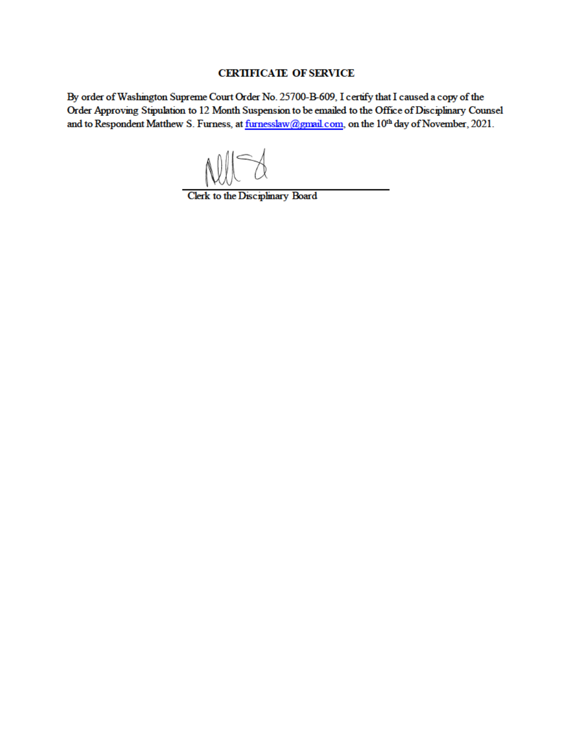## CERTIFICATE OF SERVICE

By order of Washington Supreme Court Order No. 25700-B-609, I certify that I caused a copy of the Order Approving Stipulation to 12 Month Suspension to be emailed to the Office of Disciplinary Counsel and to Respondent Matthew S. Furness, at furnesslaw@gmail.com, on the 10th day of November, 2021.

Clerk to the Disciplinary Board